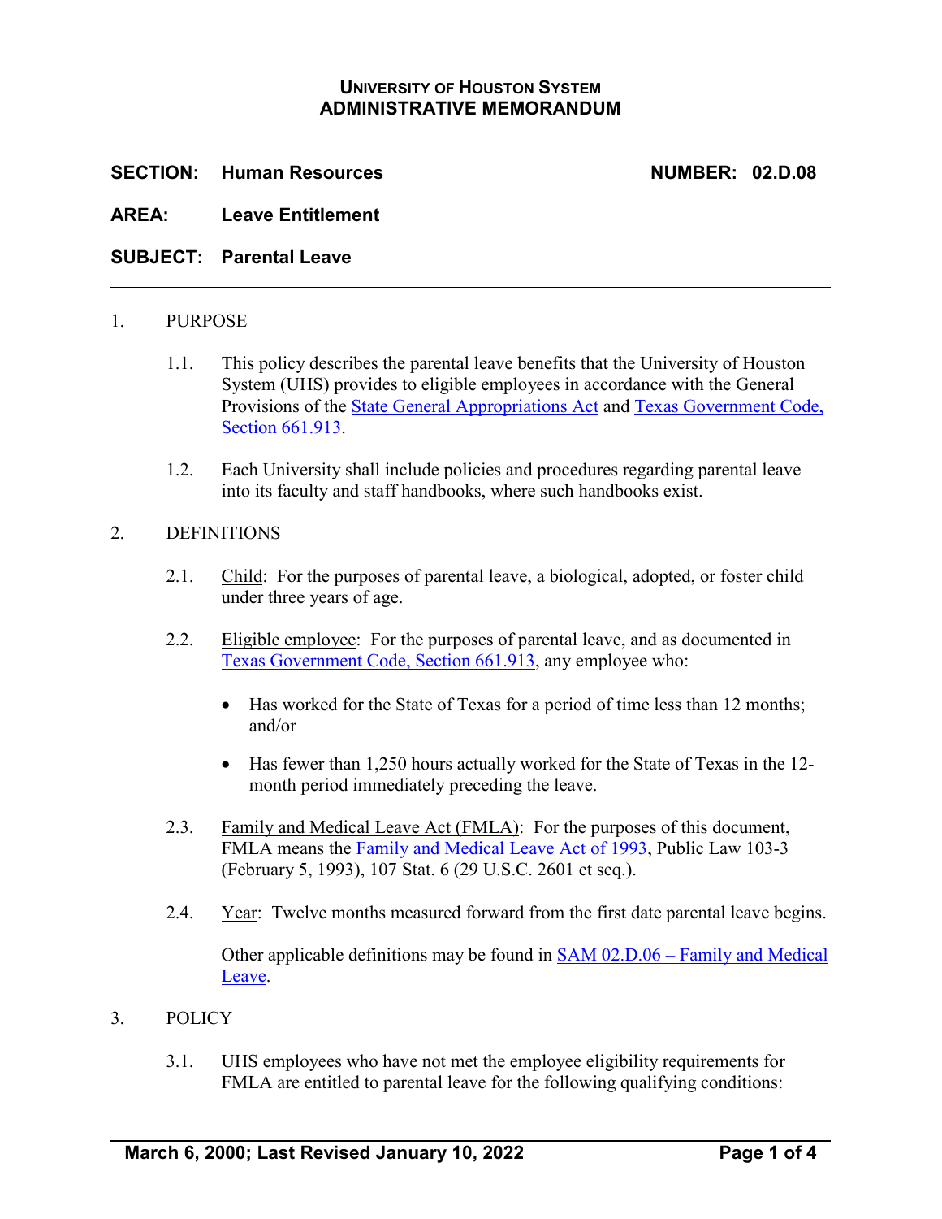# UNIVERSITY OF HOUSTON SYSTEM
## ADMINISTRATIVE MEMORANDUM

**SECTION:** **Human Resources** **NUMBER: 02.D.08**

**AREA:** **Leave Entitlement**

**SUBJECT:** **Parental Leave**

---

1. PURPOSE

   1.1. This policy describes the parental leave benefits that the University of Houston System (UHS) provides to eligible employees in accordance with the General Provisions of the State General Appropriations Act and Texas Government Code, Section 661.913.

   1.2. Each University shall include policies and procedures regarding parental leave into its faculty and staff handbooks, where such handbooks exist.

2. DEFINITIONS

   2.1. Child: For the purposes of parental leave, a biological, adopted, or foster child under three years of age.

   2.2. Eligible employee: For the purposes of parental leave, and as documented in Texas Government Code, Section 661.913, any employee who:

   - Has worked for the State of Texas for a period of time less than 12 months; and/or

   - Has fewer than 1,250 hours actually worked for the State of Texas in the 12-month period immediately preceding the leave.

   2.3. Family and Medical Leave Act (FMLA): For the purposes of this document, FMLA means the Family and Medical Leave Act of 1993, Public Law 103-3 (February 5, 1993), 107 Stat. 6 (29 U.S.C. 2601 et seq.).

   2.4. Year: Twelve months measured forward from the first date parental leave begins.

   Other applicable definitions may be found in SAM 02.D.06 – Family and Medical Leave.

3. POLICY

   3.1. UHS employees who have not met the employee eligibility requirements for FMLA are entitled to parental leave for the following qualifying conditions: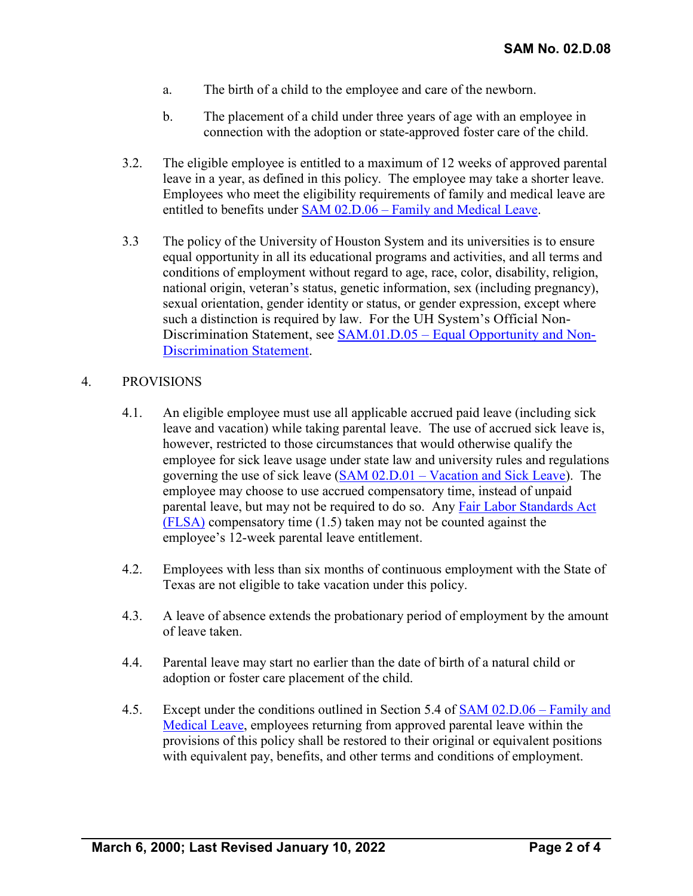a. The birth of a child to the employee and care of the newborn.

b. The placement of a child under three years of age with an employee in connection with the adoption or state-approved foster care of the child.

3.2. The eligible employee is entitled to a maximum of 12 weeks of approved parental leave in a year, as defined in this policy. The employee may take a shorter leave. Employees who meet the eligibility requirements of family and medical leave are entitled to benefits under [SAM 02.D.06 – Family and Medical Leave](#).

3.3 The policy of the University of Houston System and its universities is to ensure equal opportunity in all its educational programs and activities, and all terms and conditions of employment without regard to age, race, color, disability, religion, national origin, veteran's status, genetic information, sex (including pregnancy), sexual orientation, gender identity or status, or gender expression, except where such a distinction is required by law. For the UH System's Official Non-Discrimination Statement, see [SAM.01.D.05 – Equal Opportunity and Non-Discrimination Statement](#).

## 4. PROVISIONS

4.1. An eligible employee must use all applicable accrued paid leave (including sick leave and vacation) while taking parental leave. The use of accrued sick leave is, however, restricted to those circumstances that would otherwise qualify the employee for sick leave usage under state law and university rules and regulations governing the use of sick leave ([SAM 02.D.01 – Vacation and Sick Leave](#)). The employee may choose to use accrued compensatory time, instead of unpaid parental leave, but may not be required to do so. Any [Fair Labor Standards Act (FLSA)](#) compensatory time (1.5) taken may not be counted against the employee's 12-week parental leave entitlement.

4.2. Employees with less than six months of continuous employment with the State of Texas are not eligible to take vacation under this policy.

4.3. A leave of absence extends the probationary period of employment by the amount of leave taken.

4.4. Parental leave may start no earlier than the date of birth of a natural child or adoption or foster care placement of the child.

4.5. Except under the conditions outlined in Section 5.4 of [SAM 02.D.06 – Family and Medical Leave](#), employees returning from approved parental leave within the provisions of this policy shall be restored to their original or equivalent positions with equivalent pay, benefits, and other terms and conditions of employment.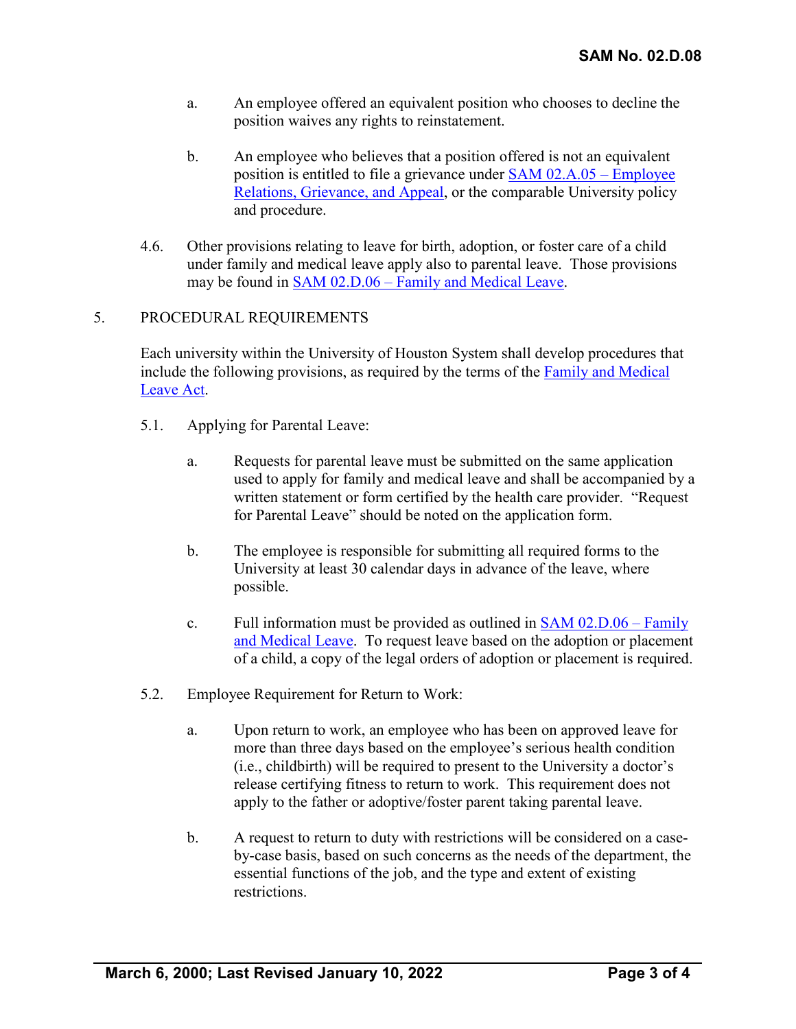a. An employee offered an equivalent position who chooses to decline the position waives any rights to reinstatement.

b. An employee who believes that a position offered is not an equivalent position is entitled to file a grievance under [SAM 02.A.05 – Employee Relations, Grievance, and Appeal](), or the comparable University policy and procedure.

4.6. Other provisions relating to leave for birth, adoption, or foster care of a child under family and medical leave apply also to parental leave. Those provisions may be found in [SAM 02.D.06 – Family and Medical Leave]().

## 5. PROCEDURAL REQUIREMENTS

Each university within the University of Houston System shall develop procedures that include the following provisions, as required by the terms of the [Family and Medical Leave Act]().

5.1. Applying for Parental Leave:

a. Requests for parental leave must be submitted on the same application used to apply for family and medical leave and shall be accompanied by a written statement or form certified by the health care provider. "Request for Parental Leave" should be noted on the application form.

b. The employee is responsible for submitting all required forms to the University at least 30 calendar days in advance of the leave, where possible.

c. Full information must be provided as outlined in [SAM 02.D.06 – Family and Medical Leave](). To request leave based on the adoption or placement of a child, a copy of the legal orders of adoption or placement is required.

5.2. Employee Requirement for Return to Work:

a. Upon return to work, an employee who has been on approved leave for more than three days based on the employee's serious health condition (i.e., childbirth) will be required to present to the University a doctor's release certifying fitness to return to work. This requirement does not apply to the father or adoptive/foster parent taking parental leave.

b. A request to return to duty with restrictions will be considered on a case-by-case basis, based on such concerns as the needs of the department, the essential functions of the job, and the type and extent of existing restrictions.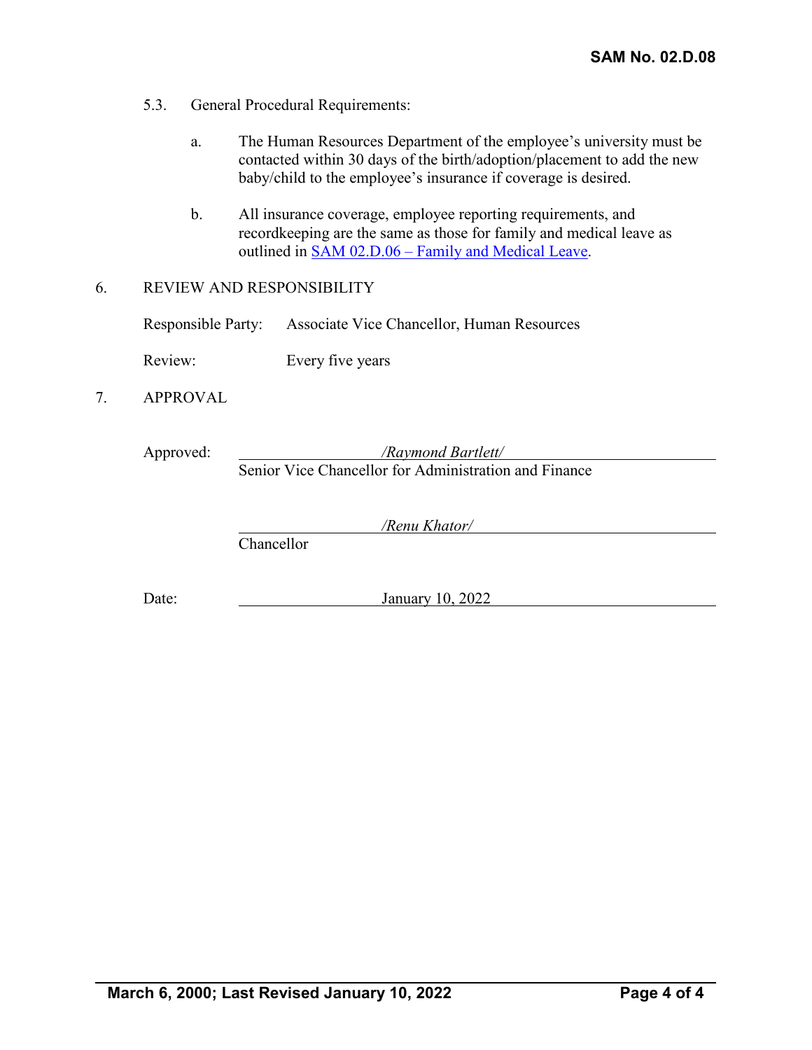5.3. General Procedural Requirements:

a. The Human Resources Department of the employee's university must be contacted within 30 days of the birth/adoption/placement to add the new baby/child to the employee's insurance if coverage is desired.

b. All insurance coverage, employee reporting requirements, and recordkeeping are the same as those for family and medical leave as outlined in SAM 02.D.06 – Family and Medical Leave.

## 6. REVIEW AND RESPONSIBILITY

Responsible Party: Associate Vice Chancellor, Human Resources

Review: Every five years

## 7. APPROVAL

Approved: */Raymond Bartlett/*
Senior Vice Chancellor for Administration and Finance

*/Renu Khator/*
Chancellor

Date: January 10, 2022